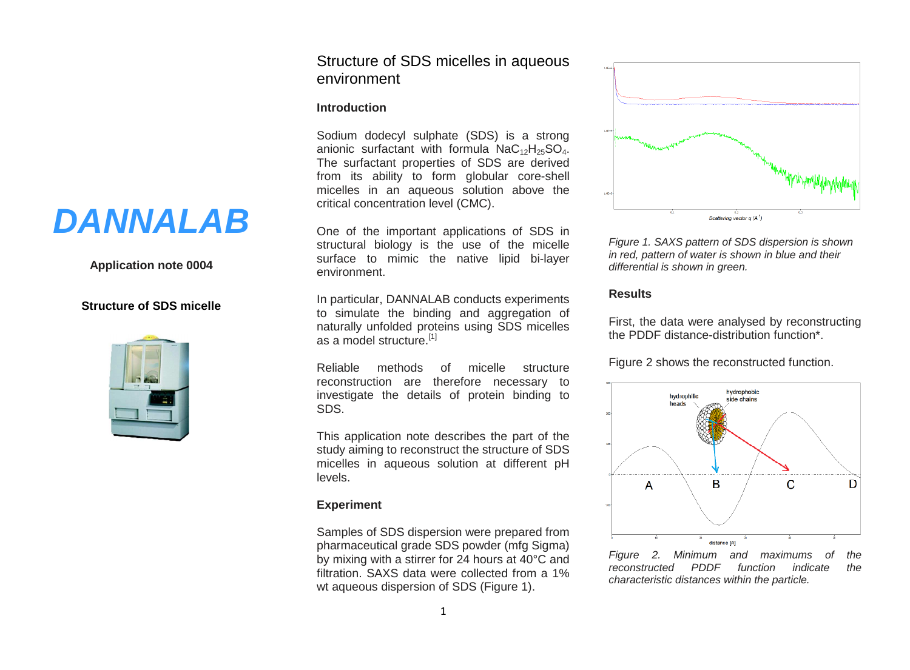# DANNALAB

**Application note 0004**

**Structure of SDS micelle**

## Structure of SDS micelles in aqueous environment

### Introduction

Sodium dodecyl sulphate (SDS) is a strong anionic surfactant with formula $NaC_{12}H_{25}SO_4$. The surfactant properties of SDS are derived from its ability to form globular core-shell micelles in an aqueous solution above the critical concentration level (CMC).

One of the important applications of SDS in structural biology is the use of the micelle surface to mimic the native lipid bi-layer environment.

In particular, DANNALAB conducts experiments to simulate the binding and aggregation of naturally unfolded proteins using SDS micelles as a model structure.[1]

Reliable methods of micelle structure reconstruction are therefore necessary to investigate the details of protein binding to SDS.

This application note describes the part of the study aiming to reconstruct the structure of SDS micelles in aqueous solution at different pH levels.

### Experiment

Samples of SDS dispersion were prepared from pharmaceutical grade SDS powder (mfg Sigma) by mixing with a stirrer for 24 hours at 40°C and filtration. SAXS data were collected from a 1% wt aqueous dispersion of SDS (Figure 1).

Scattering vector q ($A^{-1}$)

*Figure 1. SAXS pattern of SDS dispersion is shown in red, pattern of water is shown in blue and their differential is shown in green.*

### Results

First, the data were analysed by reconstructing the PDDF distance-distribution function*.

Figure 2 shows the reconstructed function.

hydrophilic heads

hydrophobic side chains

A

B

C

D

distance [A]

*Figure 2. Minimum and maximums of the reconstructed PDDF function indicate the characteristic distances within the particle.*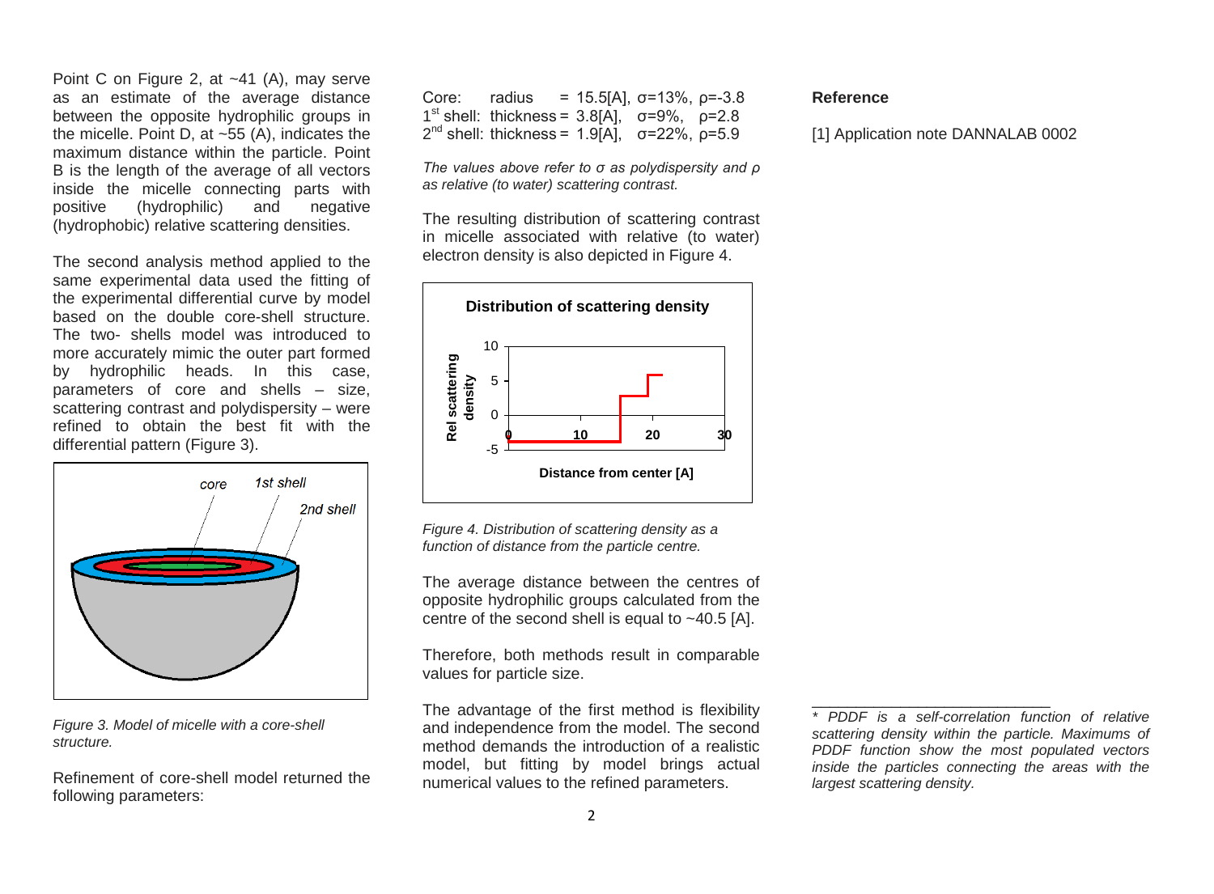Point C on Figure 2, at ~41 (A), may serve as an estimate of the average distance between the opposite hydrophilic groups in the micelle. Point D, at ~55 (A), indicates the maximum distance within the particle. Point B is the length of the average of all vectors inside the micelle connecting parts with positive (hydrophilic) and negative (hydrophobic) relative scattering densities.

The second analysis method applied to the same experimental data used the fitting of the experimental differential curve by model based on the double core-shell structure. The two- shells model was introduced to more accurately mimic the outer part formed by hydrophilic heads. In this case, parameters of core and shells – size, scattering contrast and polydispersity – were refined to obtain the best fit with the differential pattern (Figure 3).

core

1st shell

2nd shell

*Figure 3. Model of micelle with a core-shell structure.*

Refinement of core-shell model returned the following parameters:

Core: radius = 15.5[A], σ=13%, ρ=-3.8
1st shell: thickness = 3.8[A], σ=9%, ρ=2.8
2nd shell: thickness = 1.9[A], σ=22%, ρ=5.9

*The values above refer to σ as polydispersity and ρ as relative (to water) scattering contrast.*

The resulting distribution of scattering contrast in micelle associated with relative (to water) electron density is also depicted in Figure 4.

**Distribution of scattering density**

Rel scattering density

10
5
0
-5

0
10
20
30

Distance from center [A]

*Figure 4. Distribution of scattering density as a function of distance from the particle centre.*

The average distance between the centres of opposite hydrophilic groups calculated from the centre of the second shell is equal to ~40.5 [A].

Therefore, both methods result in comparable values for particle size.

The advantage of the first method is flexibility and independence from the model. The second method demands the introduction of a realistic model, but fitting by model brings actual numerical values to the refined parameters.

**Reference**

[1] Application note DANNALAB 0002

---

*\* PDDF is a self-correlation function of relative scattering density within the particle. Maximums of PDDF function show the most populated vectors inside the particles connecting the areas with the largest scattering density.*